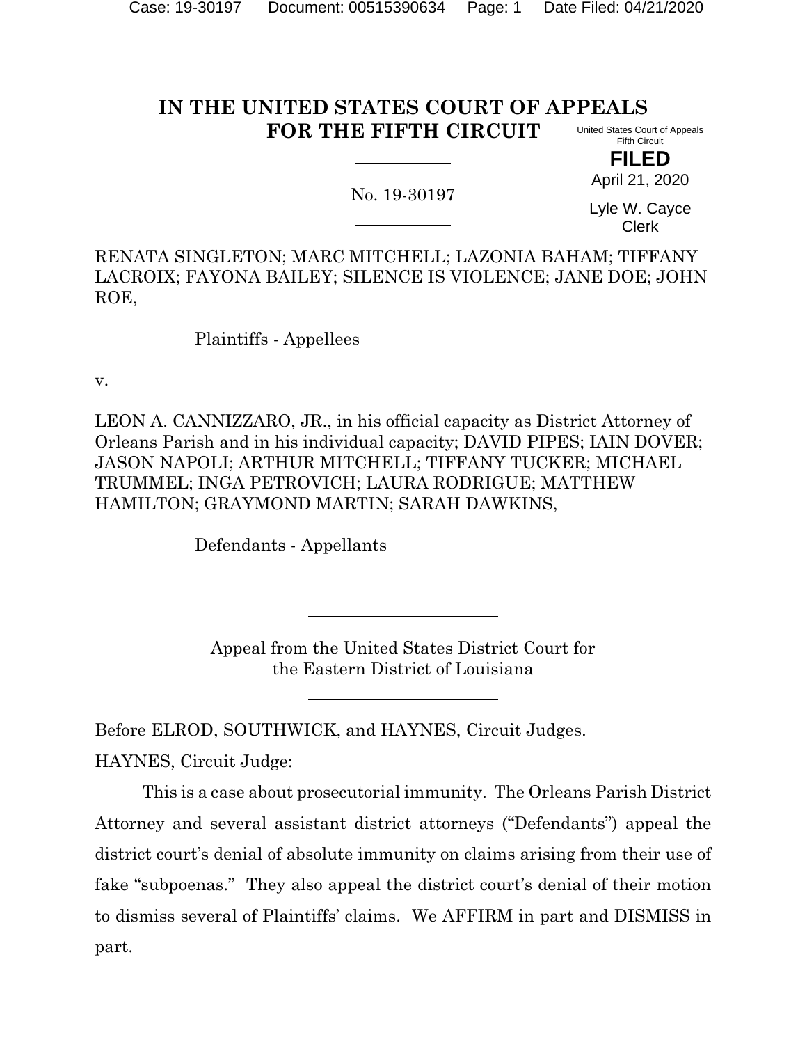# IN THE UNITED STATES COURT OF APPEALS FOR THE FIFTH CIRCUIT

United States Court of Appeals
Fifth Circuit

**FILED**

April 21, 2020

Lyle W. Cayce
Clerk

No. 19-30197

RENATA SINGLETON; MARC MITCHELL; LAZONIA BAHAM; TIFFANY LACROIX; FAYONA BAILEY; SILENCE IS VIOLENCE; JANE DOE; JOHN ROE,

Plaintiffs - Appellees

v.

LEON A. CANNIZZARO, JR., in his official capacity as District Attorney of Orleans Parish and in his individual capacity; DAVID PIPES; IAIN DOVER; JASON NAPOLI; ARTHUR MITCHELL; TIFFANY TUCKER; MICHAEL TRUMMEL; INGA PETROVICH; LAURA RODRIGUE; MATTHEW HAMILTON; GRAYMOND MARTIN; SARAH DAWKINS,

Defendants - Appellants

Appeal from the United States District Court for the Eastern District of Louisiana

Before ELROD, SOUTHWICK, and HAYNES, Circuit Judges.

HAYNES, Circuit Judge:

This is a case about prosecutorial immunity. The Orleans Parish District Attorney and several assistant district attorneys ("Defendants") appeal the district court's denial of absolute immunity on claims arising from their use of fake "subpoenas." They also appeal the district court's denial of their motion to dismiss several of Plaintiffs' claims. We AFFIRM in part and DISMISS in part.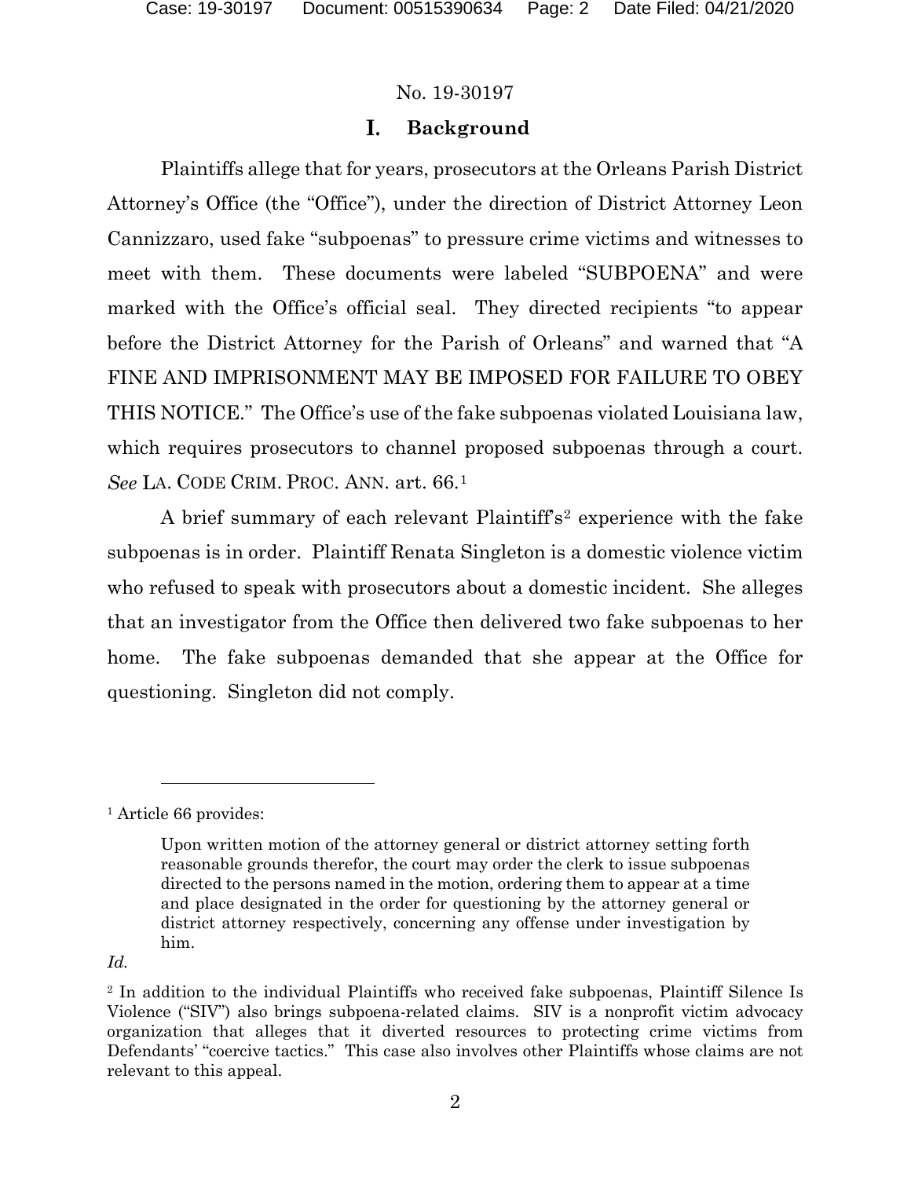## I. Background

Plaintiffs allege that for years, prosecutors at the Orleans Parish District Attorney's Office (the "Office"), under the direction of District Attorney Leon Cannizzaro, used fake "subpoenas" to pressure crime victims and witnesses to meet with them. These documents were labeled "SUBPOENA" and were marked with the Office's official seal. They directed recipients "to appear before the District Attorney for the Parish of Orleans" and warned that "A FINE AND IMPRISONMENT MAY BE IMPOSED FOR FAILURE TO OBEY THIS NOTICE." The Office's use of the fake subpoenas violated Louisiana law, which requires prosecutors to channel proposed subpoenas through a court. *See* LA. CODE CRIM. PROC. ANN. art. 66.[1]

A brief summary of each relevant Plaintiff's[2] experience with the fake subpoenas is in order. Plaintiff Renata Singleton is a domestic violence victim who refused to speak with prosecutors about a domestic incident. She alleges that an investigator from the Office then delivered two fake subpoenas to her home. The fake subpoenas demanded that she appear at the Office for questioning. Singleton did not comply.

---

[1] Article 66 provides:

> Upon written motion of the attorney general or district attorney setting forth reasonable grounds therefor, the court may order the clerk to issue subpoenas directed to the persons named in the motion, ordering them to appear at a time and place designated in the order for questioning by the attorney general or district attorney respectively, concerning any offense under investigation by him.

*Id.*

[2] In addition to the individual Plaintiffs who received fake subpoenas, Plaintiff Silence Is Violence ("SIV") also brings subpoena-related claims. SIV is a nonprofit victim advocacy organization that alleges that it diverted resources to protecting crime victims from Defendants' "coercive tactics." This case also involves other Plaintiffs whose claims are not relevant to this appeal.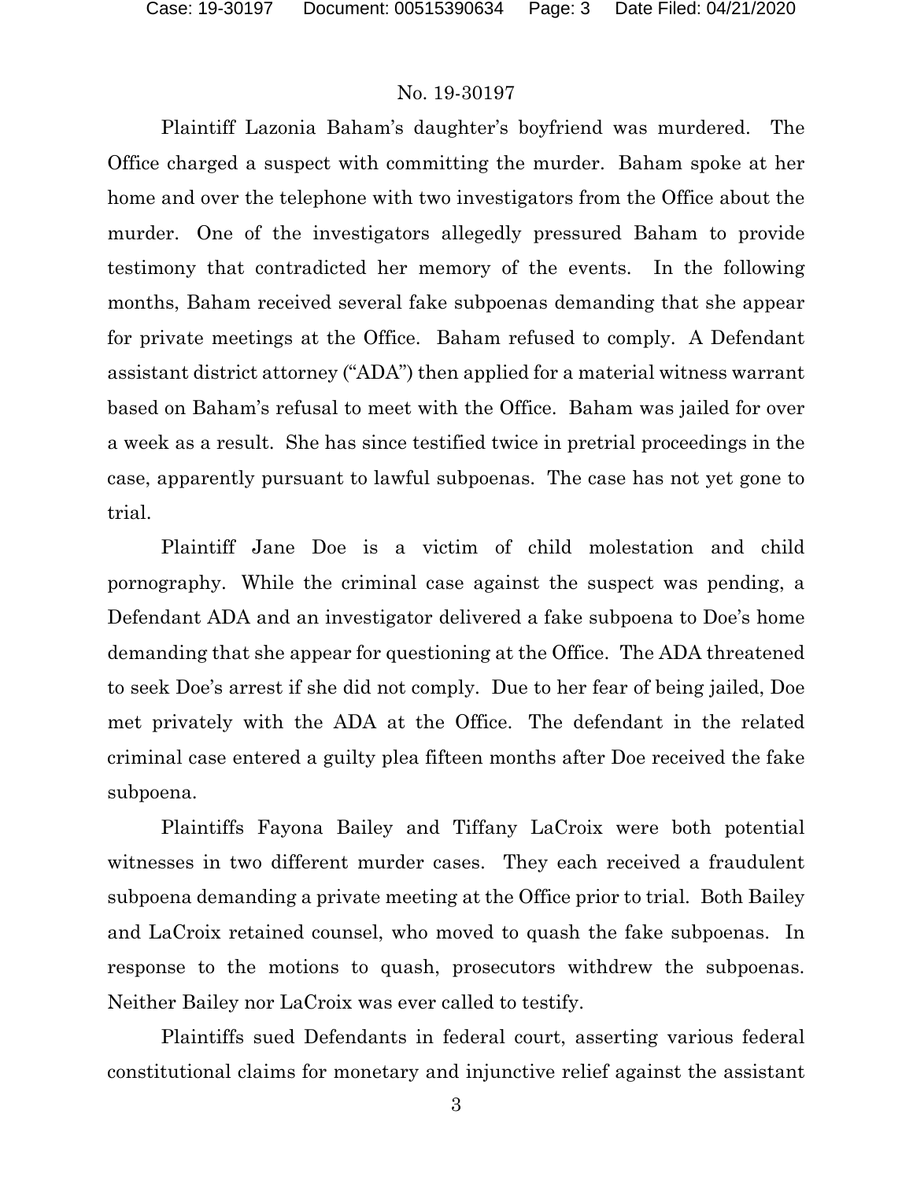Plaintiff Lazonia Baham's daughter's boyfriend was murdered. The Office charged a suspect with committing the murder. Baham spoke at her home and over the telephone with two investigators from the Office about the murder. One of the investigators allegedly pressured Baham to provide testimony that contradicted her memory of the events. In the following months, Baham received several fake subpoenas demanding that she appear for private meetings at the Office. Baham refused to comply. A Defendant assistant district attorney ("ADA") then applied for a material witness warrant based on Baham's refusal to meet with the Office. Baham was jailed for over a week as a result. She has since testified twice in pretrial proceedings in the case, apparently pursuant to lawful subpoenas. The case has not yet gone to trial.

Plaintiff Jane Doe is a victim of child molestation and child pornography. While the criminal case against the suspect was pending, a Defendant ADA and an investigator delivered a fake subpoena to Doe's home demanding that she appear for questioning at the Office. The ADA threatened to seek Doe's arrest if she did not comply. Due to her fear of being jailed, Doe met privately with the ADA at the Office. The defendant in the related criminal case entered a guilty plea fifteen months after Doe received the fake subpoena.

Plaintiffs Fayona Bailey and Tiffany LaCroix were both potential witnesses in two different murder cases. They each received a fraudulent subpoena demanding a private meeting at the Office prior to trial. Both Bailey and LaCroix retained counsel, who moved to quash the fake subpoenas. In response to the motions to quash, prosecutors withdrew the subpoenas. Neither Bailey nor LaCroix was ever called to testify.

Plaintiffs sued Defendants in federal court, asserting various federal constitutional claims for monetary and injunctive relief against the assistant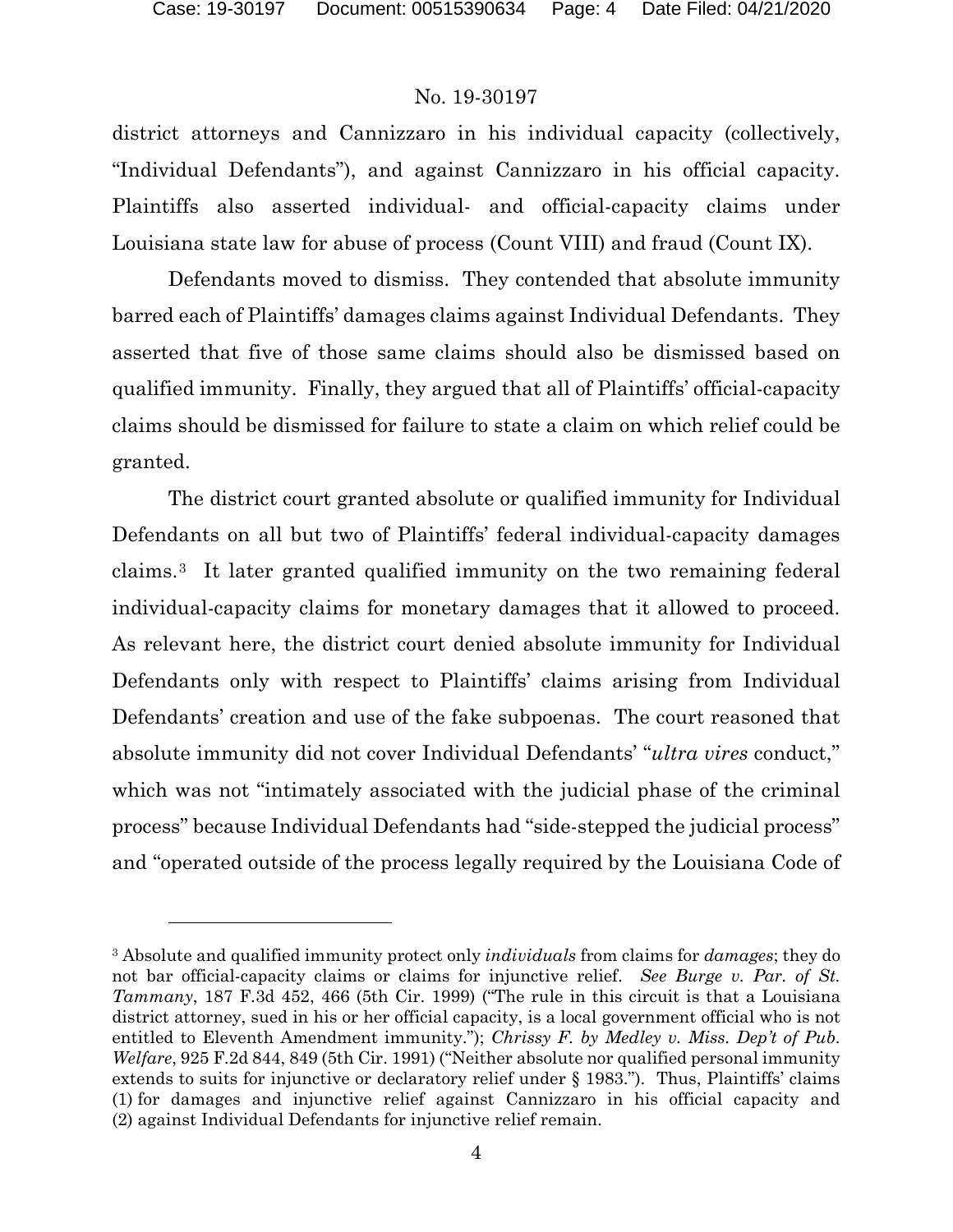district attorneys and Cannizzaro in his individual capacity (collectively, "Individual Defendants"), and against Cannizzaro in his official capacity. Plaintiffs also asserted individual- and official-capacity claims under Louisiana state law for abuse of process (Count VIII) and fraud (Count IX).

Defendants moved to dismiss. They contended that absolute immunity barred each of Plaintiffs' damages claims against Individual Defendants. They asserted that five of those same claims should also be dismissed based on qualified immunity. Finally, they argued that all of Plaintiffs' official-capacity claims should be dismissed for failure to state a claim on which relief could be granted.

The district court granted absolute or qualified immunity for Individual Defendants on all but two of Plaintiffs' federal individual-capacity damages claims.[3] It later granted qualified immunity on the two remaining federal individual-capacity claims for monetary damages that it allowed to proceed. As relevant here, the district court denied absolute immunity for Individual Defendants only with respect to Plaintiffs' claims arising from Individual Defendants' creation and use of the fake subpoenas. The court reasoned that absolute immunity did not cover Individual Defendants' "*ultra vires* conduct," which was not "intimately associated with the judicial phase of the criminal process" because Individual Defendants had "side-stepped the judicial process" and "operated outside of the process legally required by the Louisiana Code of

---

[3] Absolute and qualified immunity protect only *individuals* from claims for *damages*; they do not bar official-capacity claims or claims for injunctive relief. *See Burge v. Par. of St. Tammany*, 187 F.3d 452, 466 (5th Cir. 1999) ("The rule in this circuit is that a Louisiana district attorney, sued in his or her official capacity, is a local government official who is not entitled to Eleventh Amendment immunity."); *Chrissy F. by Medley v. Miss. Dep't of Pub. Welfare*, 925 F.2d 844, 849 (5th Cir. 1991) ("Neither absolute nor qualified personal immunity extends to suits for injunctive or declaratory relief under § 1983."). Thus, Plaintiffs' claims (1) for damages and injunctive relief against Cannizzaro in his official capacity and (2) against Individual Defendants for injunctive relief remain.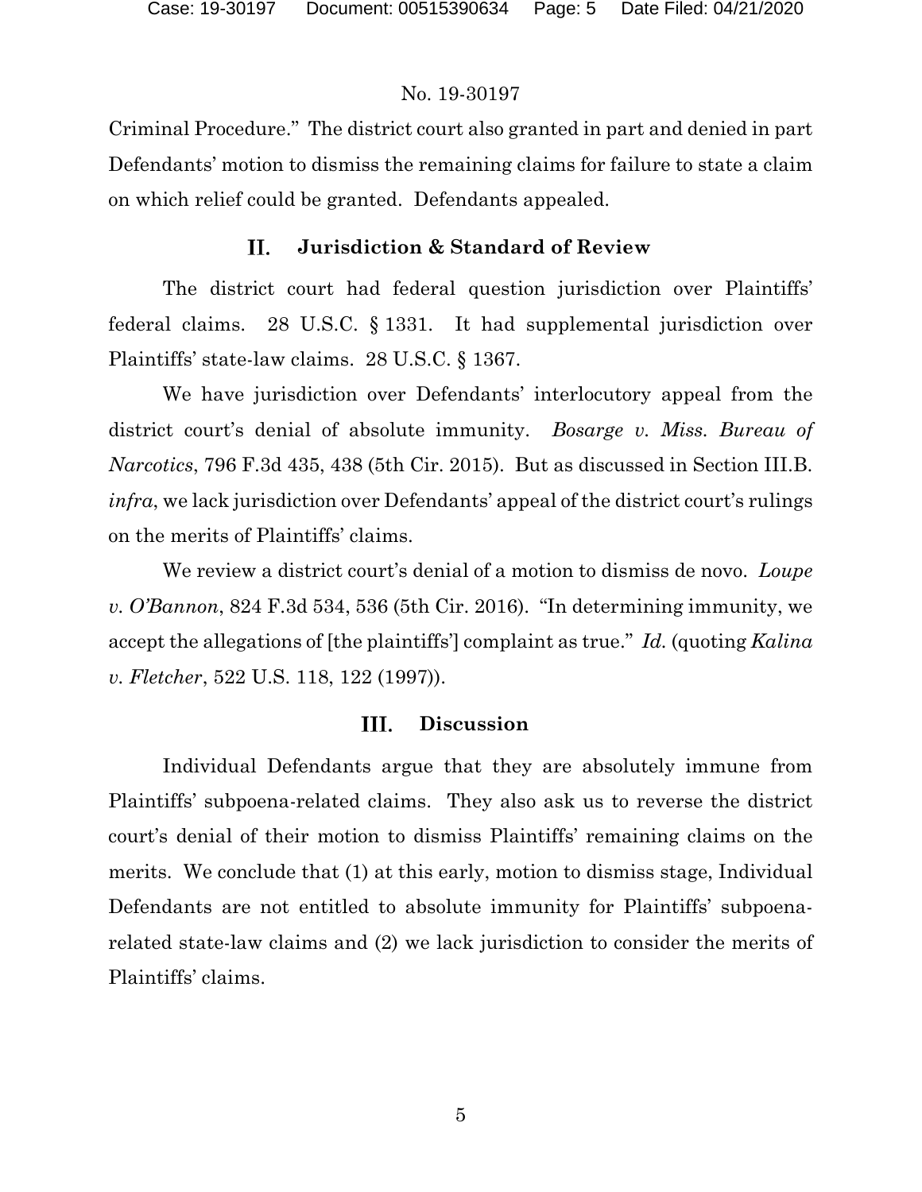Criminal Procedure." The district court also granted in part and denied in part Defendants' motion to dismiss the remaining claims for failure to state a claim on which relief could be granted. Defendants appealed.

## II. Jurisdiction & Standard of Review

The district court had federal question jurisdiction over Plaintiffs' federal claims. 28 U.S.C. § 1331. It had supplemental jurisdiction over Plaintiffs' state-law claims. 28 U.S.C. § 1367.

We have jurisdiction over Defendants' interlocutory appeal from the district court's denial of absolute immunity. *Bosarge v. Miss. Bureau of Narcotics*, 796 F.3d 435, 438 (5th Cir. 2015). But as discussed in Section III.B. *infra*, we lack jurisdiction over Defendants' appeal of the district court's rulings on the merits of Plaintiffs' claims.

We review a district court's denial of a motion to dismiss de novo. *Loupe v. O'Bannon*, 824 F.3d 534, 536 (5th Cir. 2016). "In determining immunity, we accept the allegations of [the plaintiffs'] complaint as true." *Id.* (quoting *Kalina v. Fletcher*, 522 U.S. 118, 122 (1997)).

## III. Discussion

Individual Defendants argue that they are absolutely immune from Plaintiffs' subpoena-related claims. They also ask us to reverse the district court's denial of their motion to dismiss Plaintiffs' remaining claims on the merits. We conclude that (1) at this early, motion to dismiss stage, Individual Defendants are not entitled to absolute immunity for Plaintiffs' subpoena-related state-law claims and (2) we lack jurisdiction to consider the merits of Plaintiffs' claims.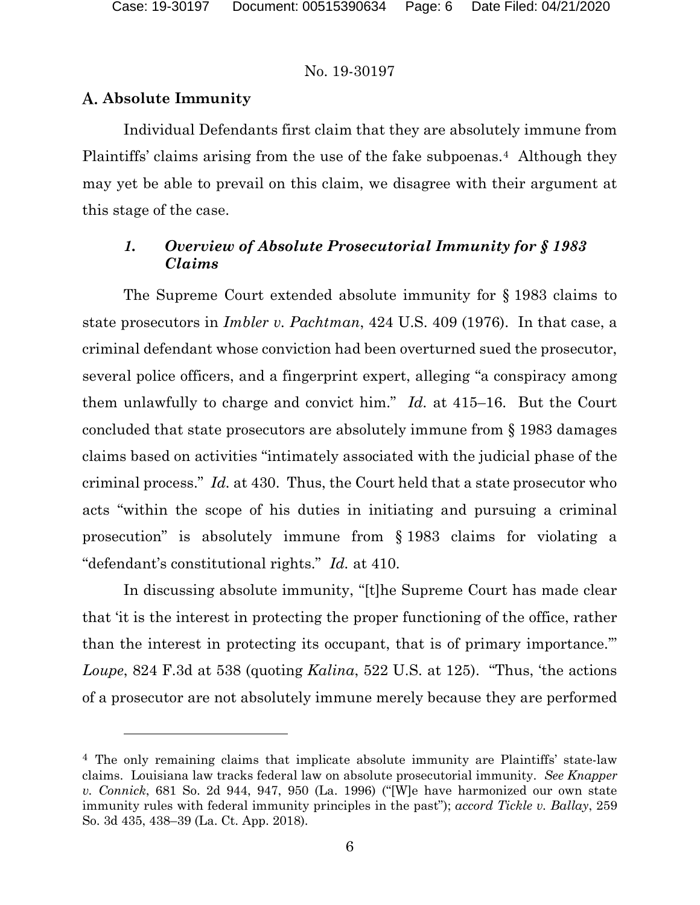## A. Absolute Immunity

Individual Defendants first claim that they are absolutely immune from Plaintiffs' claims arising from the use of the fake subpoenas.[4] Although they may yet be able to prevail on this claim, we disagree with their argument at this stage of the case.

### *1. Overview of Absolute Prosecutorial Immunity for § 1983 Claims*

The Supreme Court extended absolute immunity for § 1983 claims to state prosecutors in *Imbler v. Pachtman*, 424 U.S. 409 (1976). In that case, a criminal defendant whose conviction had been overturned sued the prosecutor, several police officers, and a fingerprint expert, alleging "a conspiracy among them unlawfully to charge and convict him." *Id.* at 415–16. But the Court concluded that state prosecutors are absolutely immune from § 1983 damages claims based on activities "intimately associated with the judicial phase of the criminal process." *Id.* at 430. Thus, the Court held that a state prosecutor who acts "within the scope of his duties in initiating and pursuing a criminal prosecution" is absolutely immune from § 1983 claims for violating a "defendant's constitutional rights." *Id.* at 410.

In discussing absolute immunity, "[t]he Supreme Court has made clear that 'it is the interest in protecting the proper functioning of the office, rather than the interest in protecting its occupant, that is of primary importance.'" *Loupe*, 824 F.3d at 538 (quoting *Kalina*, 522 U.S. at 125). "Thus, 'the actions of a prosecutor are not absolutely immune merely because they are performed

[4] The only remaining claims that implicate absolute immunity are Plaintiffs' state-law claims. Louisiana law tracks federal law on absolute prosecutorial immunity. *See Knapper v. Connick*, 681 So. 2d 944, 947, 950 (La. 1996) ("[W]e have harmonized our own state immunity rules with federal immunity principles in the past"); *accord Tickle v. Ballay*, 259 So. 3d 435, 438–39 (La. Ct. App. 2018).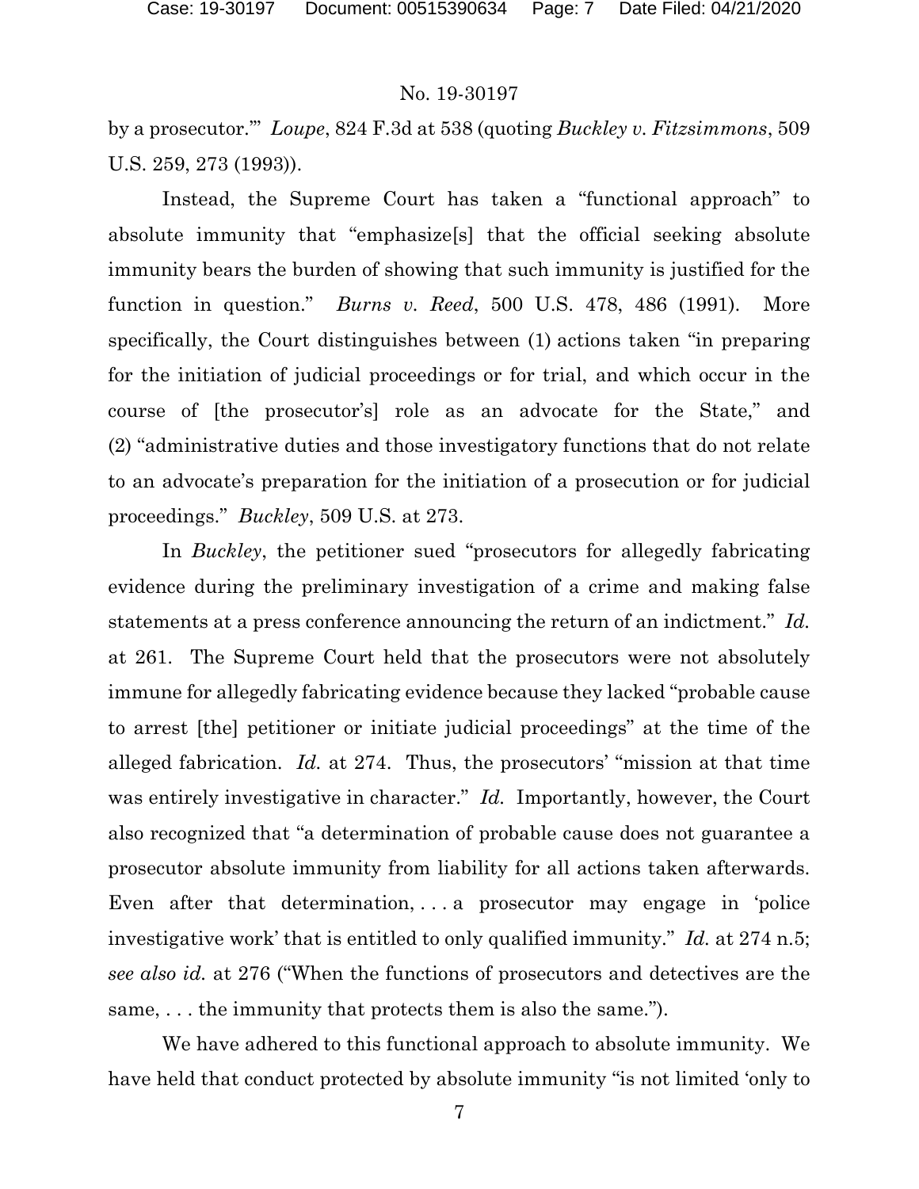by a prosecutor.'" *Loupe*, 824 F.3d at 538 (quoting *Buckley v. Fitzsimmons*, 509 U.S. 259, 273 (1993)).

Instead, the Supreme Court has taken a "functional approach" to absolute immunity that "emphasize[s] that the official seeking absolute immunity bears the burden of showing that such immunity is justified for the function in question." *Burns v. Reed*, 500 U.S. 478, 486 (1991). More specifically, the Court distinguishes between (1) actions taken "in preparing for the initiation of judicial proceedings or for trial, and which occur in the course of [the prosecutor's] role as an advocate for the State," and (2) "administrative duties and those investigatory functions that do not relate to an advocate's preparation for the initiation of a prosecution or for judicial proceedings." *Buckley*, 509 U.S. at 273.

In *Buckley*, the petitioner sued "prosecutors for allegedly fabricating evidence during the preliminary investigation of a crime and making false statements at a press conference announcing the return of an indictment." *Id.* at 261. The Supreme Court held that the prosecutors were not absolutely immune for allegedly fabricating evidence because they lacked "probable cause to arrest [the] petitioner or initiate judicial proceedings" at the time of the alleged fabrication. *Id.* at 274. Thus, the prosecutors' "mission at that time was entirely investigative in character." *Id.* Importantly, however, the Court also recognized that "a determination of probable cause does not guarantee a prosecutor absolute immunity from liability for all actions taken afterwards. Even after that determination, . . . a prosecutor may engage in 'police investigative work' that is entitled to only qualified immunity." *Id.* at 274 n.5; *see also id.* at 276 ("When the functions of prosecutors and detectives are the same, . . . the immunity that protects them is also the same.").

We have adhered to this functional approach to absolute immunity. We have held that conduct protected by absolute immunity "is not limited 'only to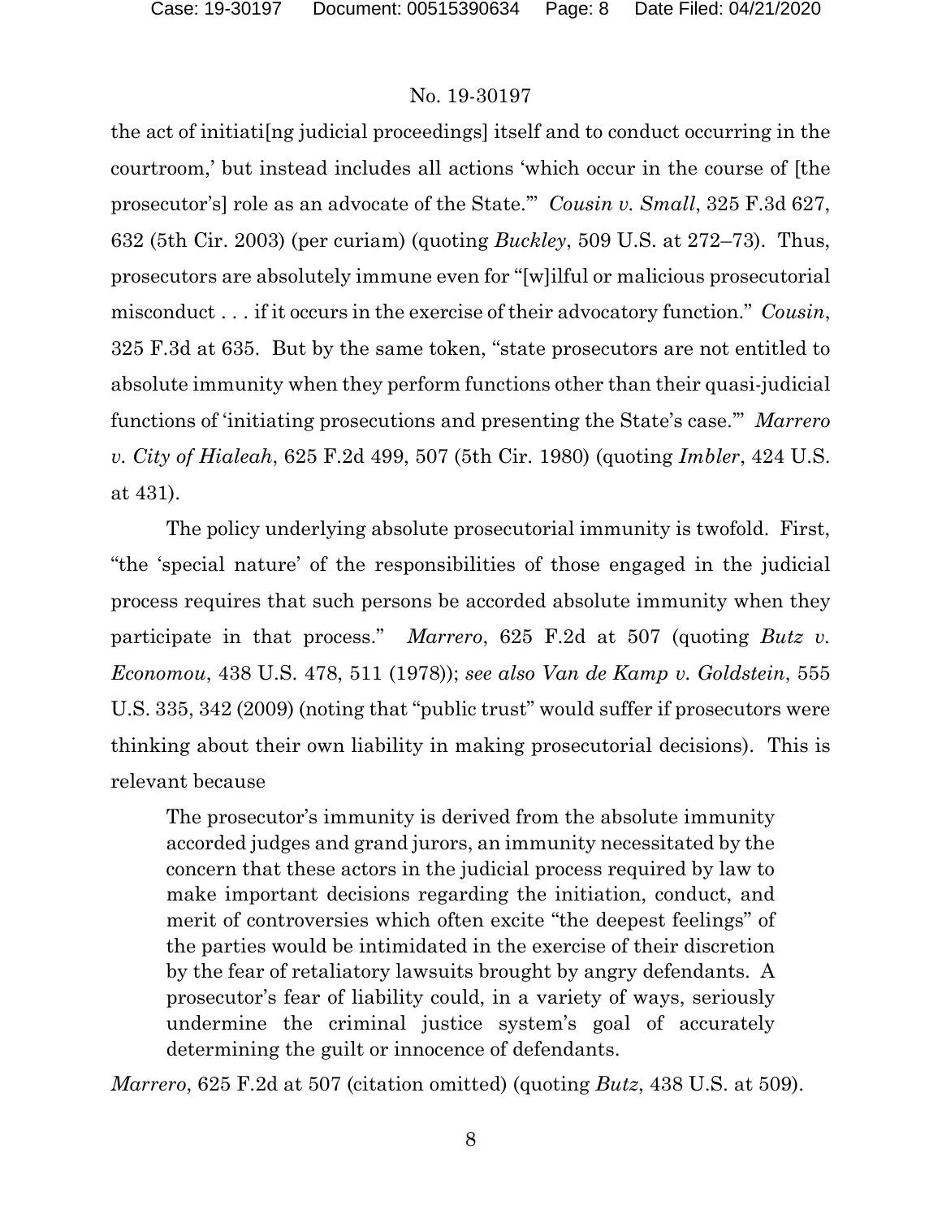the act of initiati[ng judicial proceedings] itself and to conduct occurring in the courtroom,' but instead includes all actions 'which occur in the course of [the prosecutor's] role as an advocate of the State.'" *Cousin v. Small*, 325 F.3d 627, 632 (5th Cir. 2003) (per curiam) (quoting *Buckley*, 509 U.S. at 272–73). Thus, prosecutors are absolutely immune even for "[w]ilful or malicious prosecutorial misconduct . . . if it occurs in the exercise of their advocatory function." *Cousin*, 325 F.3d at 635. But by the same token, "state prosecutors are not entitled to absolute immunity when they perform functions other than their quasi-judicial functions of 'initiating prosecutions and presenting the State's case.'" *Marrero v. City of Hialeah*, 625 F.2d 499, 507 (5th Cir. 1980) (quoting *Imbler*, 424 U.S. at 431).

The policy underlying absolute prosecutorial immunity is twofold. First, "the 'special nature' of the responsibilities of those engaged in the judicial process requires that such persons be accorded absolute immunity when they participate in that process." *Marrero*, 625 F.2d at 507 (quoting *Butz v. Economou*, 438 U.S. 478, 511 (1978)); *see also Van de Kamp v. Goldstein*, 555 U.S. 335, 342 (2009) (noting that "public trust" would suffer if prosecutors were thinking about their own liability in making prosecutorial decisions). This is relevant because

> The prosecutor's immunity is derived from the absolute immunity accorded judges and grand jurors, an immunity necessitated by the concern that these actors in the judicial process required by law to make important decisions regarding the initiation, conduct, and merit of controversies which often excite "the deepest feelings" of the parties would be intimidated in the exercise of their discretion by the fear of retaliatory lawsuits brought by angry defendants. A prosecutor's fear of liability could, in a variety of ways, seriously undermine the criminal justice system's goal of accurately determining the guilt or innocence of defendants.

*Marrero*, 625 F.2d at 507 (citation omitted) (quoting *Butz*, 438 U.S. at 509).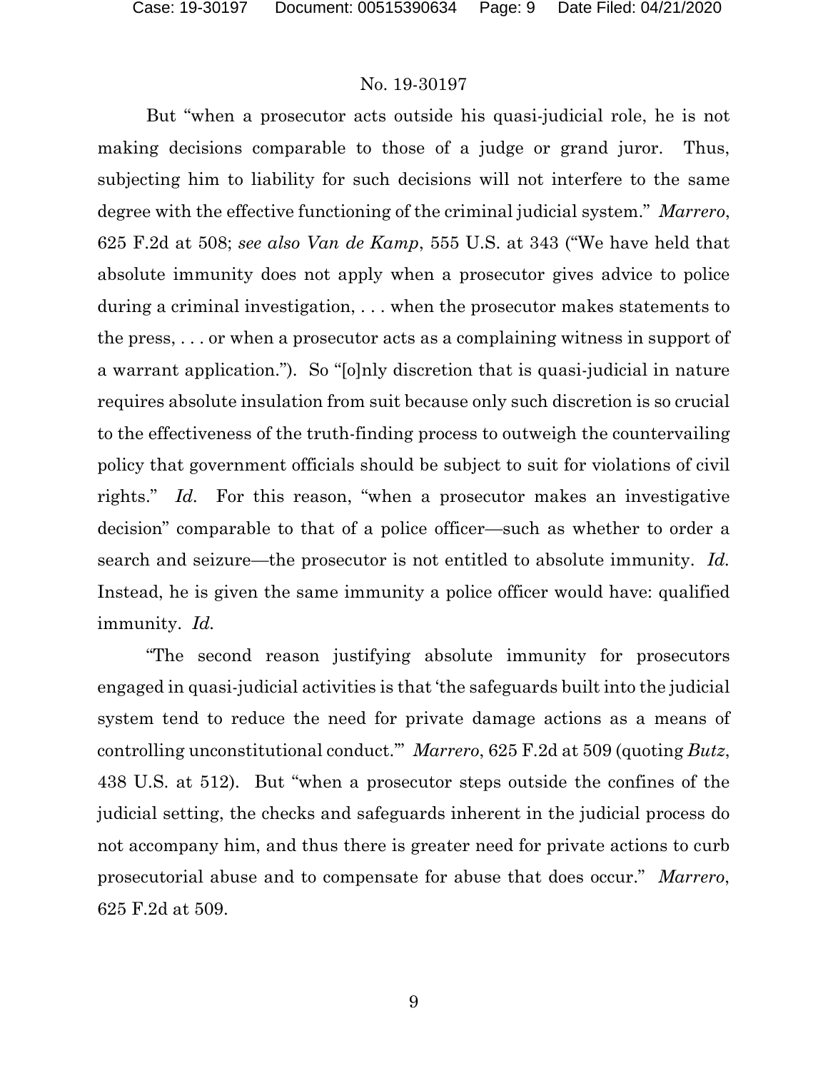But "when a prosecutor acts outside his quasi-judicial role, he is not making decisions comparable to those of a judge or grand juror. Thus, subjecting him to liability for such decisions will not interfere to the same degree with the effective functioning of the criminal judicial system." *Marrero*, 625 F.2d at 508; *see also Van de Kamp*, 555 U.S. at 343 ("We have held that absolute immunity does not apply when a prosecutor gives advice to police during a criminal investigation, . . . when the prosecutor makes statements to the press, . . . or when a prosecutor acts as a complaining witness in support of a warrant application."). So "[o]nly discretion that is quasi-judicial in nature requires absolute insulation from suit because only such discretion is so crucial to the effectiveness of the truth-finding process to outweigh the countervailing policy that government officials should be subject to suit for violations of civil rights." *Id.* For this reason, "when a prosecutor makes an investigative decision" comparable to that of a police officer—such as whether to order a search and seizure—the prosecutor is not entitled to absolute immunity. *Id.* Instead, he is given the same immunity a police officer would have: qualified immunity. *Id.*

"The second reason justifying absolute immunity for prosecutors engaged in quasi-judicial activities is that 'the safeguards built into the judicial system tend to reduce the need for private damage actions as a means of controlling unconstitutional conduct.'" *Marrero*, 625 F.2d at 509 (quoting *Butz*, 438 U.S. at 512). But "when a prosecutor steps outside the confines of the judicial setting, the checks and safeguards inherent in the judicial process do not accompany him, and thus there is greater need for private actions to curb prosecutorial abuse and to compensate for abuse that does occur." *Marrero*, 625 F.2d at 509.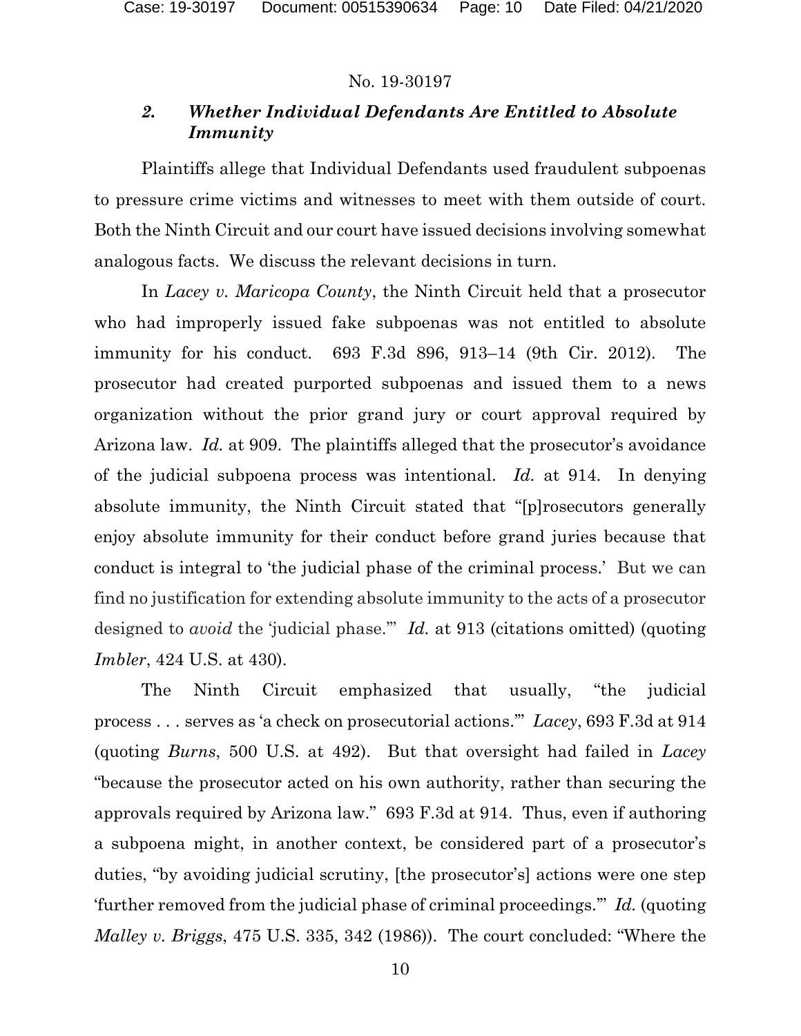### *2. Whether Individual Defendants Are Entitled to Absolute Immunity*

Plaintiffs allege that Individual Defendants used fraudulent subpoenas to pressure crime victims and witnesses to meet with them outside of court. Both the Ninth Circuit and our court have issued decisions involving somewhat analogous facts. We discuss the relevant decisions in turn.

In *Lacey v. Maricopa County*, the Ninth Circuit held that a prosecutor who had improperly issued fake subpoenas was not entitled to absolute immunity for his conduct. 693 F.3d 896, 913–14 (9th Cir. 2012). The prosecutor had created purported subpoenas and issued them to a news organization without the prior grand jury or court approval required by Arizona law. *Id.* at 909. The plaintiffs alleged that the prosecutor's avoidance of the judicial subpoena process was intentional. *Id.* at 914. In denying absolute immunity, the Ninth Circuit stated that "[p]rosecutors generally enjoy absolute immunity for their conduct before grand juries because that conduct is integral to 'the judicial phase of the criminal process.' But we can find no justification for extending absolute immunity to the acts of a prosecutor designed to *avoid* the 'judicial phase.'" *Id.* at 913 (citations omitted) (quoting *Imbler*, 424 U.S. at 430).

The Ninth Circuit emphasized that usually, "the judicial process . . . serves as 'a check on prosecutorial actions.'" *Lacey*, 693 F.3d at 914 (quoting *Burns*, 500 U.S. at 492). But that oversight had failed in *Lacey* "because the prosecutor acted on his own authority, rather than securing the approvals required by Arizona law." 693 F.3d at 914. Thus, even if authoring a subpoena might, in another context, be considered part of a prosecutor's duties, "by avoiding judicial scrutiny, [the prosecutor's] actions were one step 'further removed from the judicial phase of criminal proceedings.'" *Id.* (quoting *Malley v. Briggs*, 475 U.S. 335, 342 (1986)). The court concluded: "Where the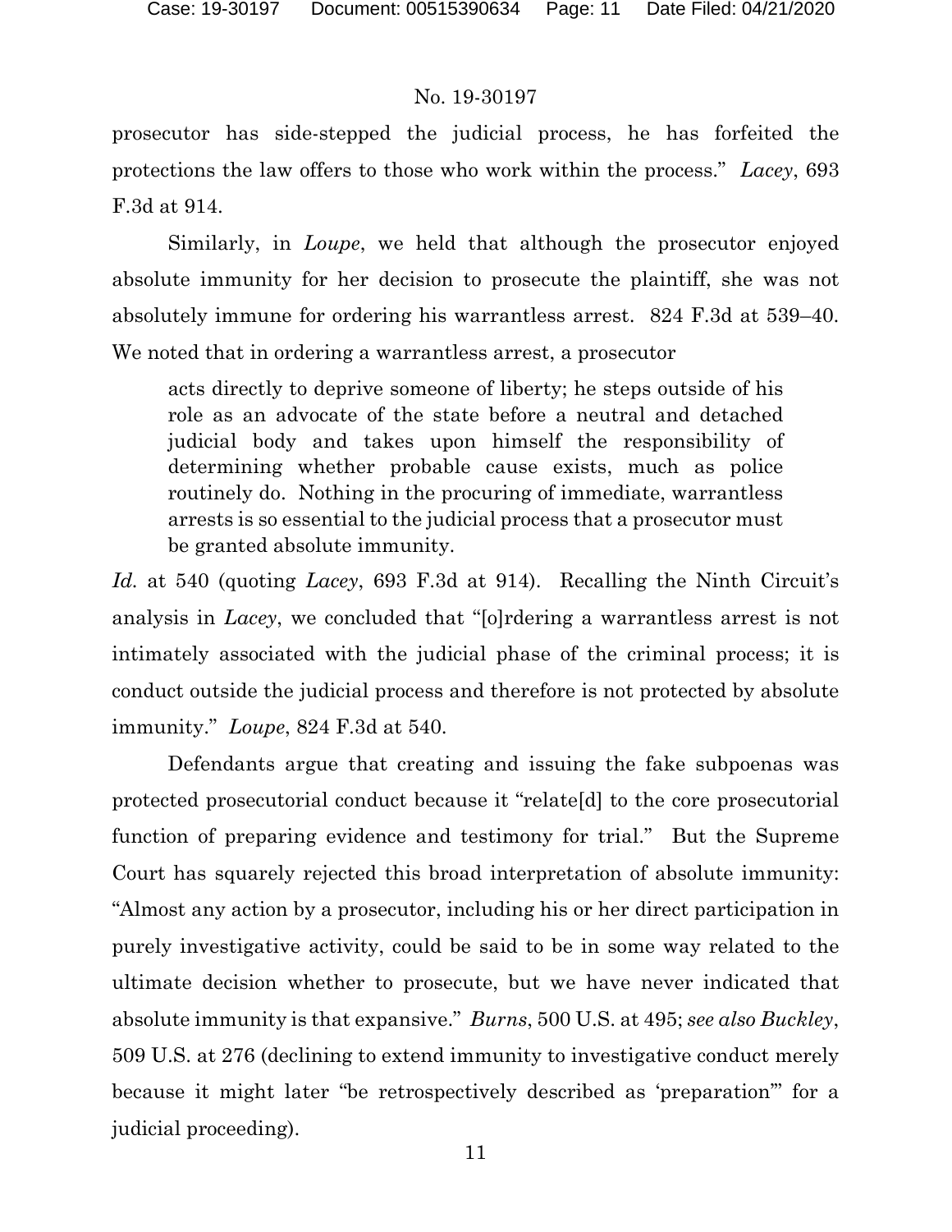prosecutor has side-stepped the judicial process, he has forfeited the protections the law offers to those who work within the process." *Lacey*, 693 F.3d at 914.

Similarly, in *Loupe*, we held that although the prosecutor enjoyed absolute immunity for her decision to prosecute the plaintiff, she was not absolutely immune for ordering his warrantless arrest. 824 F.3d at 539–40. We noted that in ordering a warrantless arrest, a prosecutor

> acts directly to deprive someone of liberty; he steps outside of his role as an advocate of the state before a neutral and detached judicial body and takes upon himself the responsibility of determining whether probable cause exists, much as police routinely do. Nothing in the procuring of immediate, warrantless arrests is so essential to the judicial process that a prosecutor must be granted absolute immunity.

*Id.* at 540 (quoting *Lacey*, 693 F.3d at 914). Recalling the Ninth Circuit's analysis in *Lacey*, we concluded that "[o]rdering a warrantless arrest is not intimately associated with the judicial phase of the criminal process; it is conduct outside the judicial process and therefore is not protected by absolute immunity." *Loupe*, 824 F.3d at 540.

Defendants argue that creating and issuing the fake subpoenas was protected prosecutorial conduct because it "relate[d] to the core prosecutorial function of preparing evidence and testimony for trial." But the Supreme Court has squarely rejected this broad interpretation of absolute immunity: "Almost any action by a prosecutor, including his or her direct participation in purely investigative activity, could be said to be in some way related to the ultimate decision whether to prosecute, but we have never indicated that absolute immunity is that expansive." *Burns*, 500 U.S. at 495; *see also Buckley*, 509 U.S. at 276 (declining to extend immunity to investigative conduct merely because it might later "be retrospectively described as 'preparation'" for a judicial proceeding).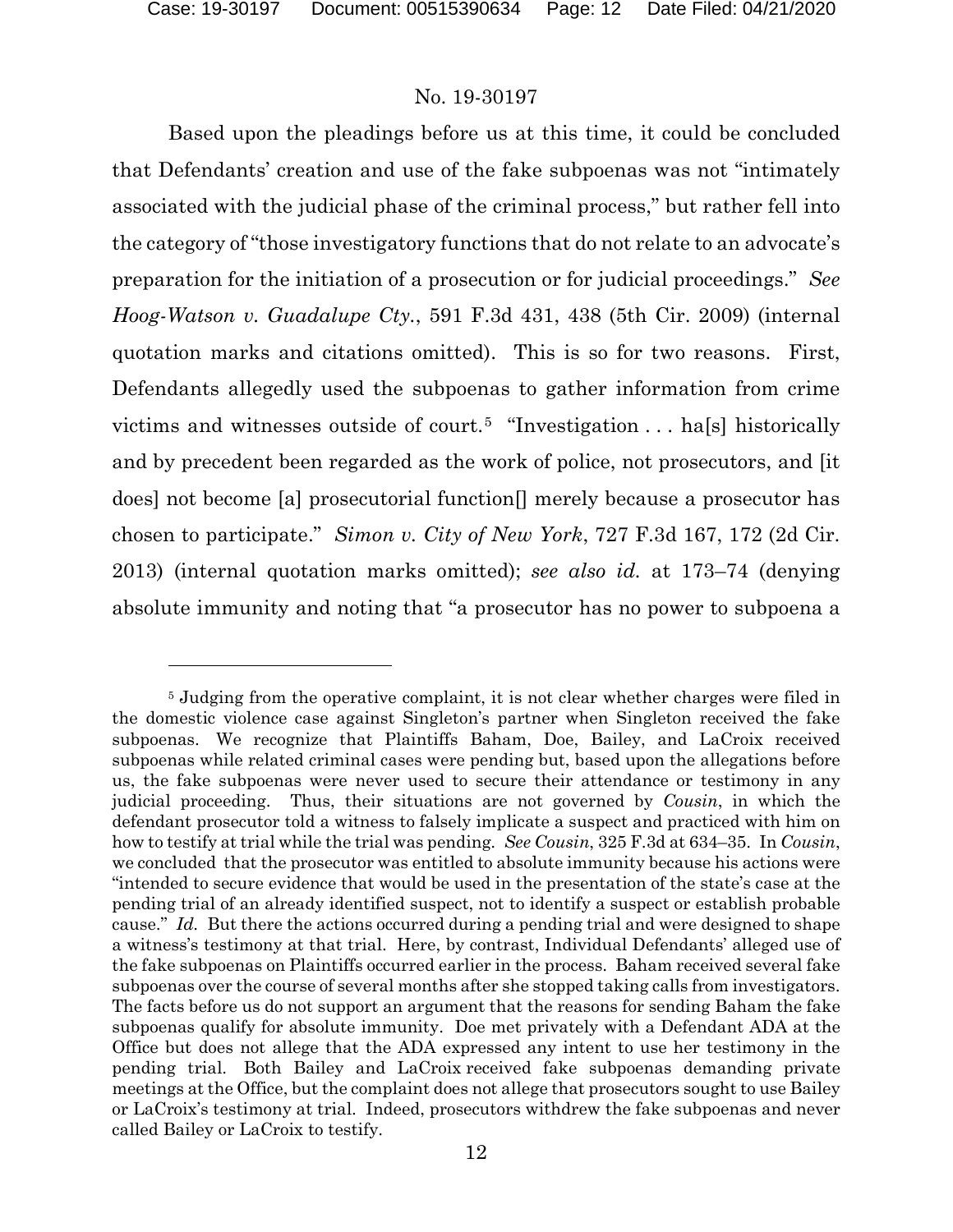Based upon the pleadings before us at this time, it could be concluded that Defendants' creation and use of the fake subpoenas was not "intimately associated with the judicial phase of the criminal process," but rather fell into the category of "those investigatory functions that do not relate to an advocate's preparation for the initiation of a prosecution or for judicial proceedings." *See Hoog-Watson v. Guadalupe Cty.*, 591 F.3d 431, 438 (5th Cir. 2009) (internal quotation marks and citations omitted). This is so for two reasons. First, Defendants allegedly used the subpoenas to gather information from crime victims and witnesses outside of court.[5] "Investigation . . . ha[s] historically and by precedent been regarded as the work of police, not prosecutors, and [it does] not become [a] prosecutorial function[] merely because a prosecutor has chosen to participate." *Simon v. City of New York*, 727 F.3d 167, 172 (2d Cir. 2013) (internal quotation marks omitted); *see also id.* at 173–74 (denying absolute immunity and noting that "a prosecutor has no power to subpoena a

[5] Judging from the operative complaint, it is not clear whether charges were filed in the domestic violence case against Singleton's partner when Singleton received the fake subpoenas. We recognize that Plaintiffs Baham, Doe, Bailey, and LaCroix received subpoenas while related criminal cases were pending but, based upon the allegations before us, the fake subpoenas were never used to secure their attendance or testimony in any judicial proceeding. Thus, their situations are not governed by *Cousin*, in which the defendant prosecutor told a witness to falsely implicate a suspect and practiced with him on how to testify at trial while the trial was pending. *See Cousin*, 325 F.3d at 634–35. In *Cousin*, we concluded that the prosecutor was entitled to absolute immunity because his actions were "intended to secure evidence that would be used in the presentation of the state's case at the pending trial of an already identified suspect, not to identify a suspect or establish probable cause." *Id.* But there the actions occurred during a pending trial and were designed to shape a witness's testimony at that trial. Here, by contrast, Individual Defendants' alleged use of the fake subpoenas on Plaintiffs occurred earlier in the process. Baham received several fake subpoenas over the course of several months after she stopped taking calls from investigators. The facts before us do not support an argument that the reasons for sending Baham the fake subpoenas qualify for absolute immunity. Doe met privately with a Defendant ADA at the Office but does not allege that the ADA expressed any intent to use her testimony in the pending trial. Both Bailey and LaCroix received fake subpoenas demanding private meetings at the Office, but the complaint does not allege that prosecutors sought to use Bailey or LaCroix's testimony at trial. Indeed, prosecutors withdrew the fake subpoenas and never called Bailey or LaCroix to testify.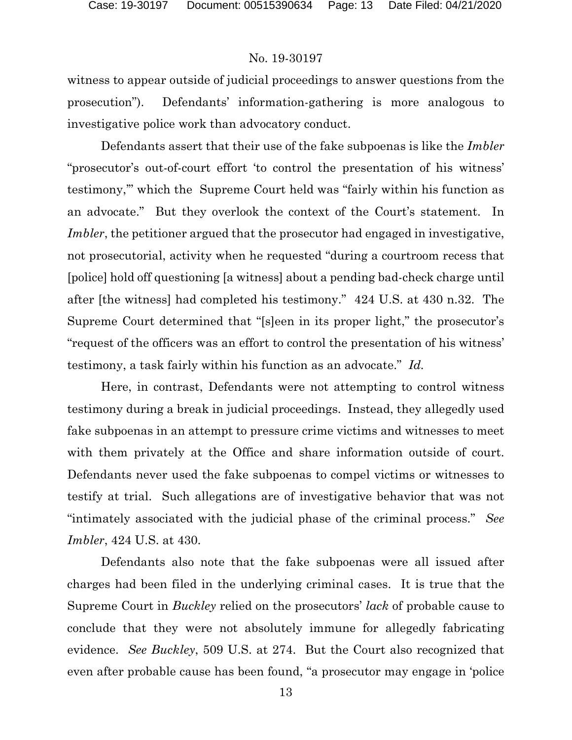witness to appear outside of judicial proceedings to answer questions from the prosecution"). Defendants' information-gathering is more analogous to investigative police work than advocatory conduct.

Defendants assert that their use of the fake subpoenas is like the *Imbler* "prosecutor's out-of-court effort 'to control the presentation of his witness' testimony,'" which the Supreme Court held was "fairly within his function as an advocate." But they overlook the context of the Court's statement. In *Imbler*, the petitioner argued that the prosecutor had engaged in investigative, not prosecutorial, activity when he requested "during a courtroom recess that [police] hold off questioning [a witness] about a pending bad-check charge until after [the witness] had completed his testimony." 424 U.S. at 430 n.32. The Supreme Court determined that "[s]een in its proper light," the prosecutor's "request of the officers was an effort to control the presentation of his witness' testimony, a task fairly within his function as an advocate." *Id.*

Here, in contrast, Defendants were not attempting to control witness testimony during a break in judicial proceedings. Instead, they allegedly used fake subpoenas in an attempt to pressure crime victims and witnesses to meet with them privately at the Office and share information outside of court. Defendants never used the fake subpoenas to compel victims or witnesses to testify at trial. Such allegations are of investigative behavior that was not "intimately associated with the judicial phase of the criminal process." *See Imbler*, 424 U.S. at 430.

Defendants also note that the fake subpoenas were all issued after charges had been filed in the underlying criminal cases. It is true that the Supreme Court in *Buckley* relied on the prosecutors' *lack* of probable cause to conclude that they were not absolutely immune for allegedly fabricating evidence. *See Buckley*, 509 U.S. at 274. But the Court also recognized that even after probable cause has been found, "a prosecutor may engage in 'police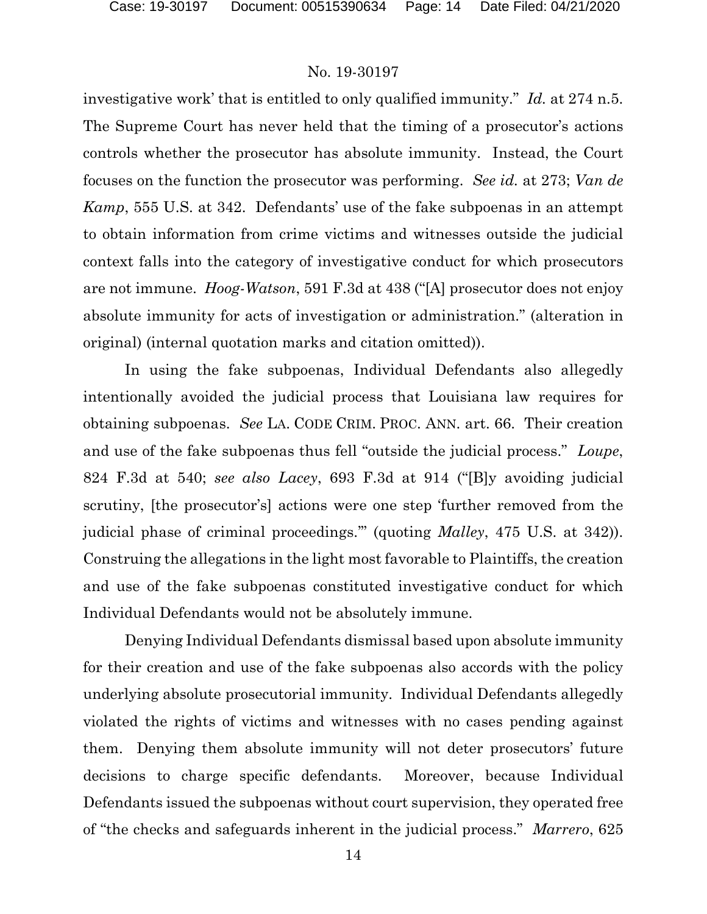investigative work' that is entitled to only qualified immunity." *Id.* at 274 n.5. The Supreme Court has never held that the timing of a prosecutor's actions controls whether the prosecutor has absolute immunity. Instead, the Court focuses on the function the prosecutor was performing. *See id.* at 273; *Van de Kamp*, 555 U.S. at 342. Defendants' use of the fake subpoenas in an attempt to obtain information from crime victims and witnesses outside the judicial context falls into the category of investigative conduct for which prosecutors are not immune. *Hoog-Watson*, 591 F.3d at 438 ("[A] prosecutor does not enjoy absolute immunity for acts of investigation or administration." (alteration in original) (internal quotation marks and citation omitted)).

In using the fake subpoenas, Individual Defendants also allegedly intentionally avoided the judicial process that Louisiana law requires for obtaining subpoenas. *See* LA. CODE CRIM. PROC. ANN. art. 66. Their creation and use of the fake subpoenas thus fell "outside the judicial process." *Loupe*, 824 F.3d at 540; *see also Lacey*, 693 F.3d at 914 ("[B]y avoiding judicial scrutiny, [the prosecutor's] actions were one step 'further removed from the judicial phase of criminal proceedings.'" (quoting *Malley*, 475 U.S. at 342)). Construing the allegations in the light most favorable to Plaintiffs, the creation and use of the fake subpoenas constituted investigative conduct for which Individual Defendants would not be absolutely immune.

Denying Individual Defendants dismissal based upon absolute immunity for their creation and use of the fake subpoenas also accords with the policy underlying absolute prosecutorial immunity. Individual Defendants allegedly violated the rights of victims and witnesses with no cases pending against them. Denying them absolute immunity will not deter prosecutors' future decisions to charge specific defendants. Moreover, because Individual Defendants issued the subpoenas without court supervision, they operated free of "the checks and safeguards inherent in the judicial process." *Marrero*, 625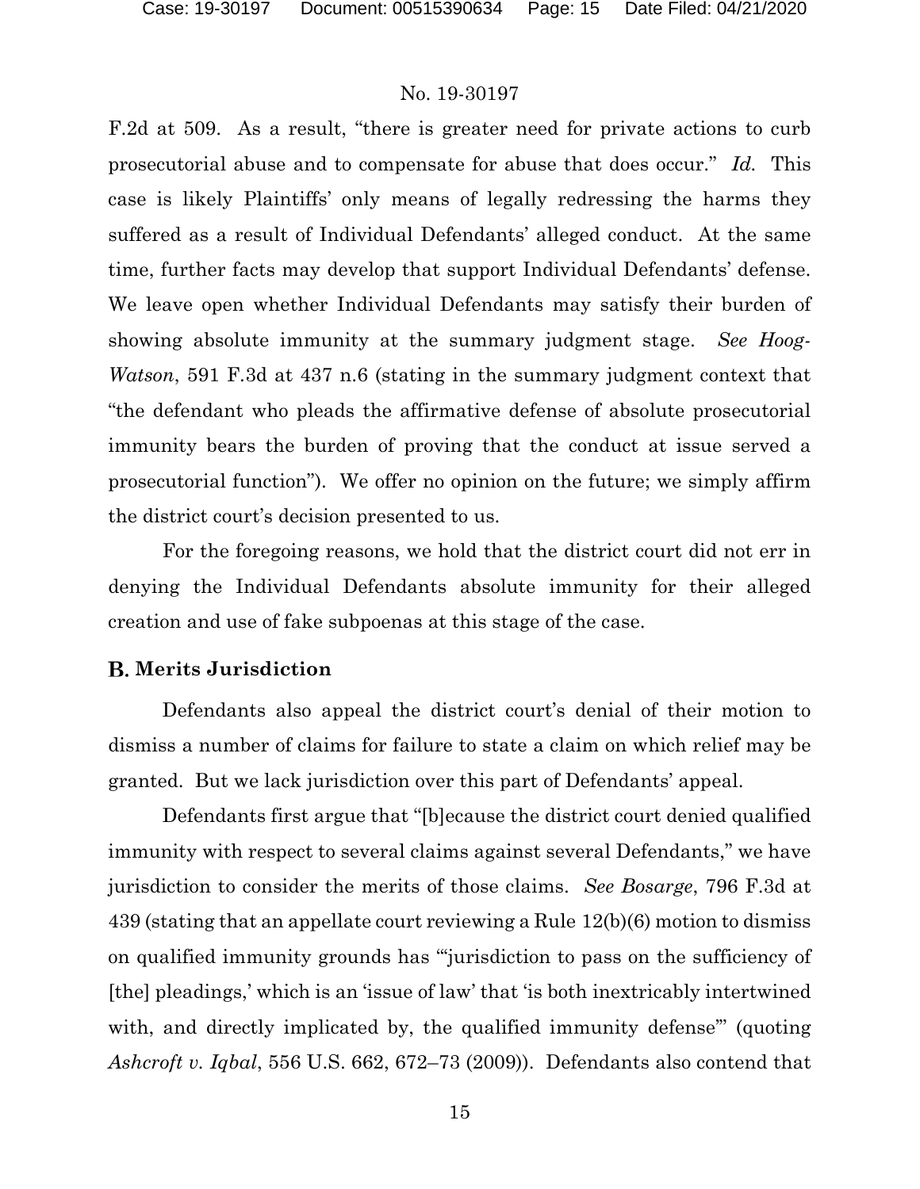F.2d at 509. As a result, "there is greater need for private actions to curb prosecutorial abuse and to compensate for abuse that does occur." *Id.* This case is likely Plaintiffs' only means of legally redressing the harms they suffered as a result of Individual Defendants' alleged conduct. At the same time, further facts may develop that support Individual Defendants' defense. We leave open whether Individual Defendants may satisfy their burden of showing absolute immunity at the summary judgment stage. *See Hoog-Watson*, 591 F.3d at 437 n.6 (stating in the summary judgment context that "the defendant who pleads the affirmative defense of absolute prosecutorial immunity bears the burden of proving that the conduct at issue served a prosecutorial function"). We offer no opinion on the future; we simply affirm the district court's decision presented to us.

For the foregoing reasons, we hold that the district court did not err in denying the Individual Defendants absolute immunity for their alleged creation and use of fake subpoenas at this stage of the case.

### B. Merits Jurisdiction

Defendants also appeal the district court's denial of their motion to dismiss a number of claims for failure to state a claim on which relief may be granted. But we lack jurisdiction over this part of Defendants' appeal.

Defendants first argue that "[b]ecause the district court denied qualified immunity with respect to several claims against several Defendants," we have jurisdiction to consider the merits of those claims. *See Bosarge*, 796 F.3d at 439 (stating that an appellate court reviewing a Rule 12(b)(6) motion to dismiss on qualified immunity grounds has "'jurisdiction to pass on the sufficiency of [the] pleadings,' which is an 'issue of law' that 'is both inextricably intertwined with, and directly implicated by, the qualified immunity defense'" (quoting *Ashcroft v. Iqbal*, 556 U.S. 662, 672–73 (2009)). Defendants also contend that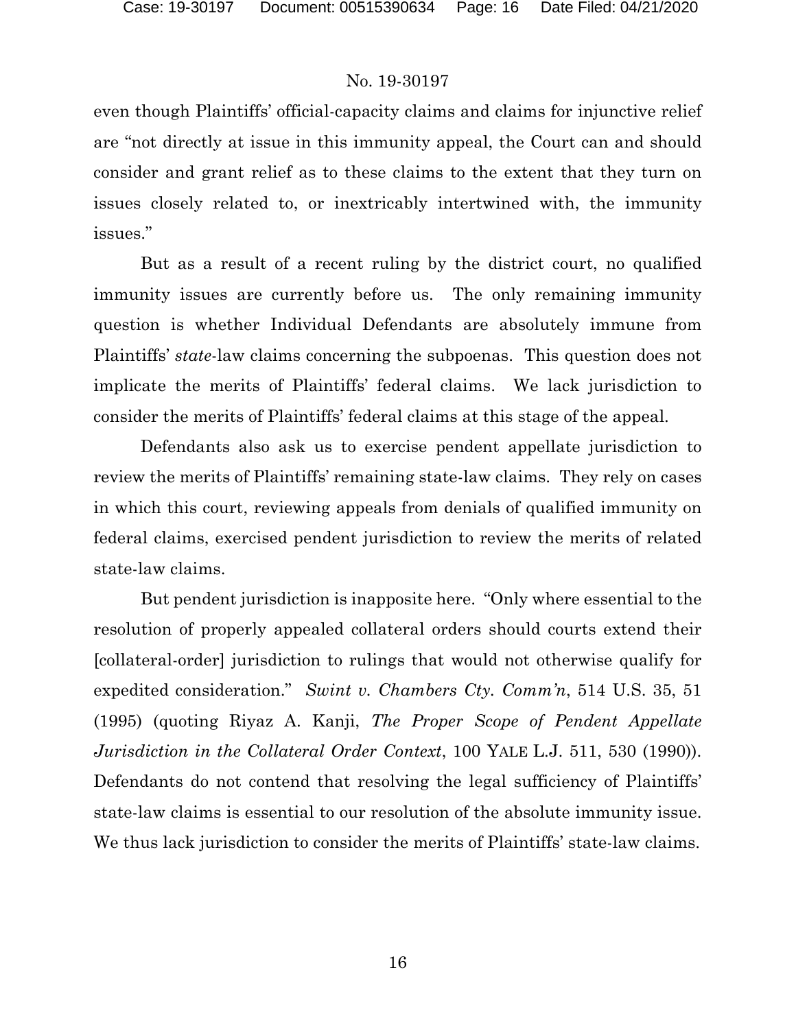even though Plaintiffs' official-capacity claims and claims for injunctive relief are "not directly at issue in this immunity appeal, the Court can and should consider and grant relief as to these claims to the extent that they turn on issues closely related to, or inextricably intertwined with, the immunity issues."

But as a result of a recent ruling by the district court, no qualified immunity issues are currently before us. The only remaining immunity question is whether Individual Defendants are absolutely immune from Plaintiffs' *state*-law claims concerning the subpoenas. This question does not implicate the merits of Plaintiffs' federal claims. We lack jurisdiction to consider the merits of Plaintiffs' federal claims at this stage of the appeal.

Defendants also ask us to exercise pendent appellate jurisdiction to review the merits of Plaintiffs' remaining state-law claims. They rely on cases in which this court, reviewing appeals from denials of qualified immunity on federal claims, exercised pendent jurisdiction to review the merits of related state-law claims.

But pendent jurisdiction is inapposite here. "Only where essential to the resolution of properly appealed collateral orders should courts extend their [collateral-order] jurisdiction to rulings that would not otherwise qualify for expedited consideration." *Swint v. Chambers Cty. Comm'n*, 514 U.S. 35, 51 (1995) (quoting Riyaz A. Kanji, *The Proper Scope of Pendent Appellate Jurisdiction in the Collateral Order Context*, 100 YALE L.J. 511, 530 (1990)). Defendants do not contend that resolving the legal sufficiency of Plaintiffs' state-law claims is essential to our resolution of the absolute immunity issue. We thus lack jurisdiction to consider the merits of Plaintiffs' state-law claims.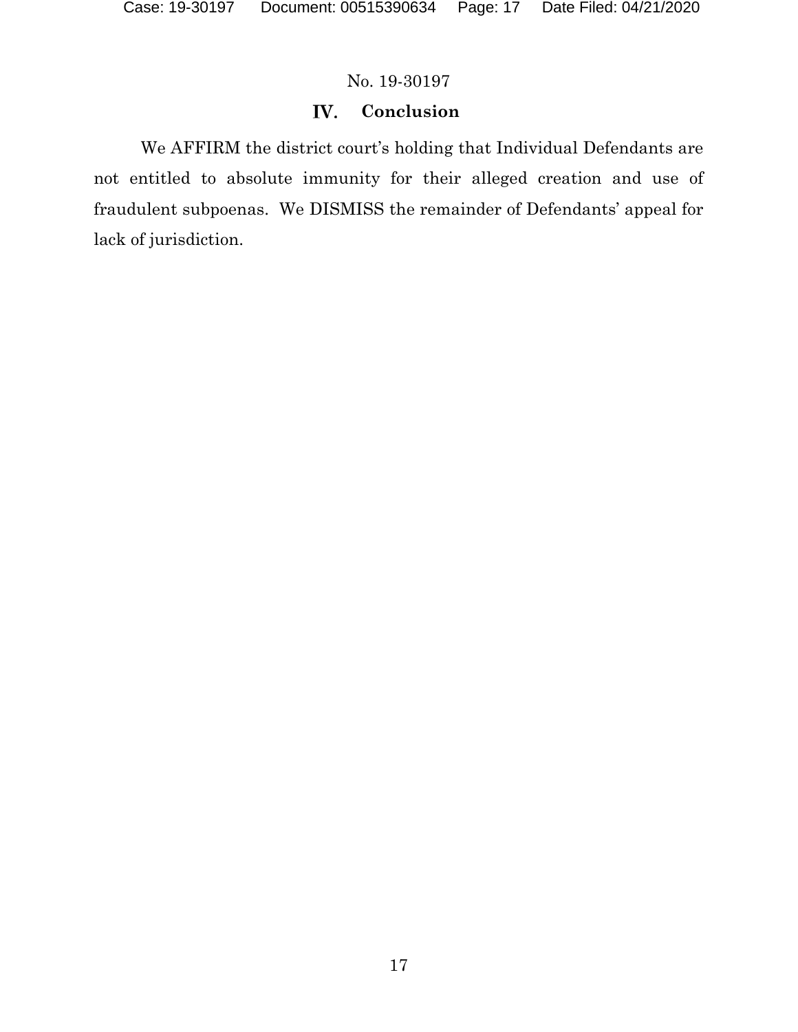## IV. Conclusion

We AFFIRM the district court's holding that Individual Defendants are not entitled to absolute immunity for their alleged creation and use of fraudulent subpoenas. We DISMISS the remainder of Defendants' appeal for lack of jurisdiction.